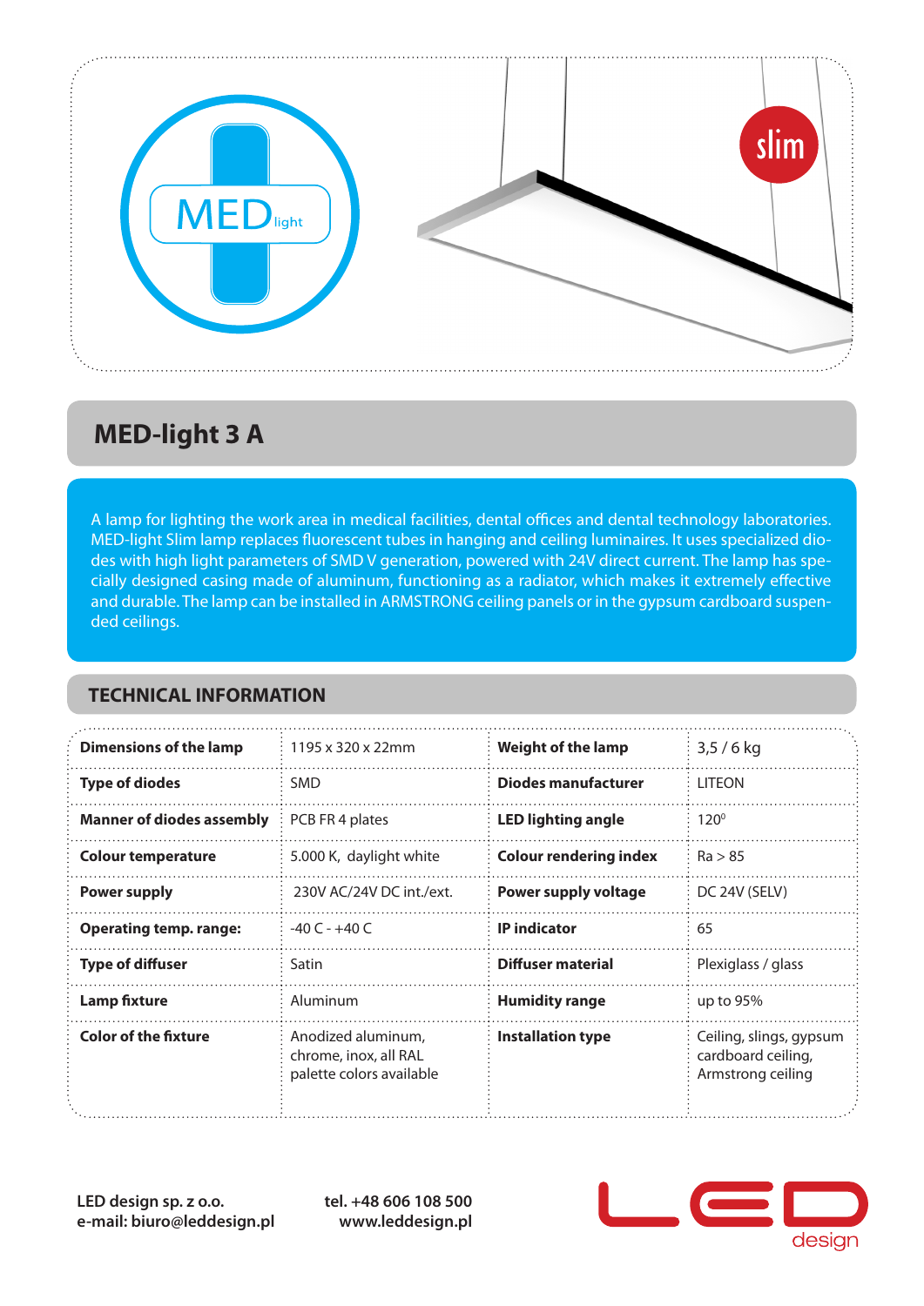MEDlight

slim

# MED-light 3 A

A lamp for lighting the work area in medical facilities, dental offices and dental technology laboratories. MED-light Slim lamp replaces fluorescent tubes in hanging and ceiling luminaires. It uses specialized diodes with high light parameters of SMD V generation, powered with 24V direct current. The lamp has specially designed casing made of aluminum, functioning as a radiator, which makes it extremely effective and durable. The lamp can be installed in ARMSTRONG ceiling panels or in the gypsum cardboard suspended ceilings.

## TECHNICAL INFORMATION

| | | | |
|---|---|---|---|
| **Dimensions of the lamp** | 1195 x 320 x 22mm | **Weight of the lamp** | 3,5 / 6 kg |
| **Type of diodes** | SMD | **Diodes manufacturer** | LITEON |
| **Manner of diodes assembly** | PCB FR 4 plates | **LED lighting angle** | 120⁰ |
| **Colour temperature** | 5.000 K, daylight white | **Colour rendering index** | Ra > 85 |
| **Power supply** | 230V AC/24V DC int./ext. | **Power supply voltage** | DC 24V (SELV) |
| **Operating temp. range:** | -40 C - +40 C | **IP indicator** | 65 |
| **Type of diffuser** | Satin | **Diffuser material** | Plexiglass / glass |
| **Lamp fixture** | Aluminum | **Humidity range** | up to 95% |
| **Color of the fixture** | Anodized aluminum, chrome, inox, all RAL palette colors available | **Installation type** | Ceiling, slings, gypsum cardboard ceiling, Armstrong ceiling |

**LED design sp. z o.o.**
**e-mail: biuro@leddesign.pl**

**tel. +48 606 108 500**
**www.leddesign.pl**

LED design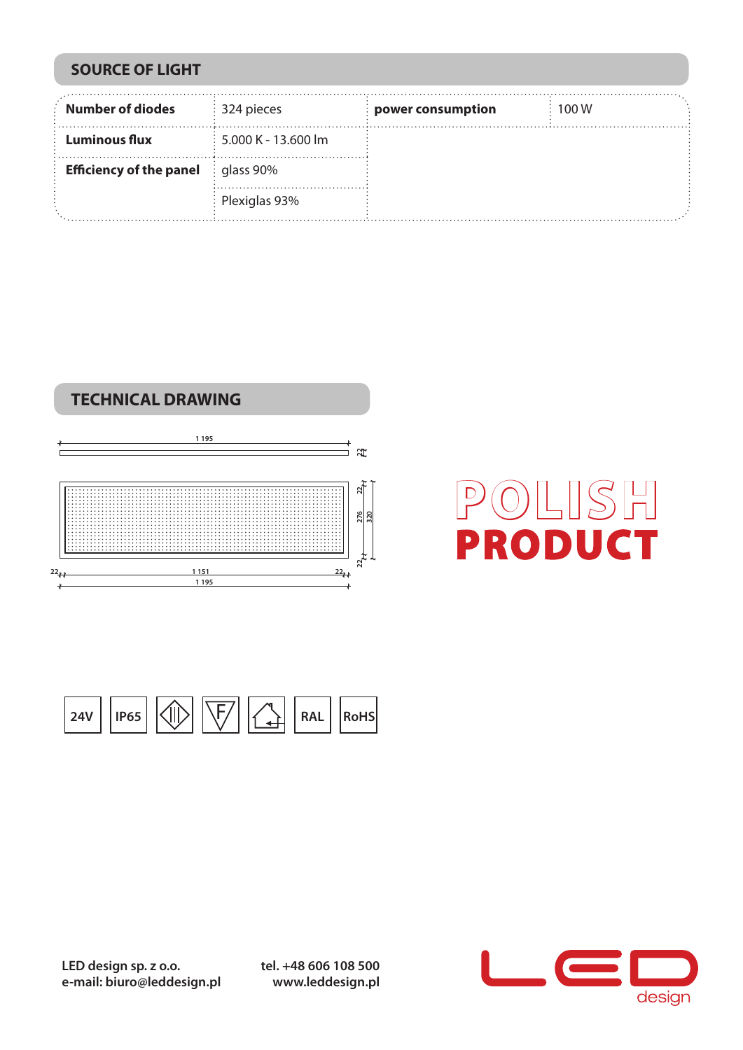## SOURCE OF LIGHT

| | | | |
|---|---|---|---|
| **Number of diodes** | 324 pieces | **power consumption** | 100 W |
| **Luminous flux** | 5.000 K - 13.600 lm | | |
| **Efficiency of the panel** | glass 90% | | |
| | Plexiglas 93% | | |

## TECHNICAL DRAWING

1 195

22

22

276

320

22

22

1 151

22

1 195

POLISH
PRODUCT

24V IP65 RAL RoHS

LED design sp. z o.o.
e-mail: biuro@leddesign.pl

tel. +48 606 108 500
www.leddesign.pl

LED design